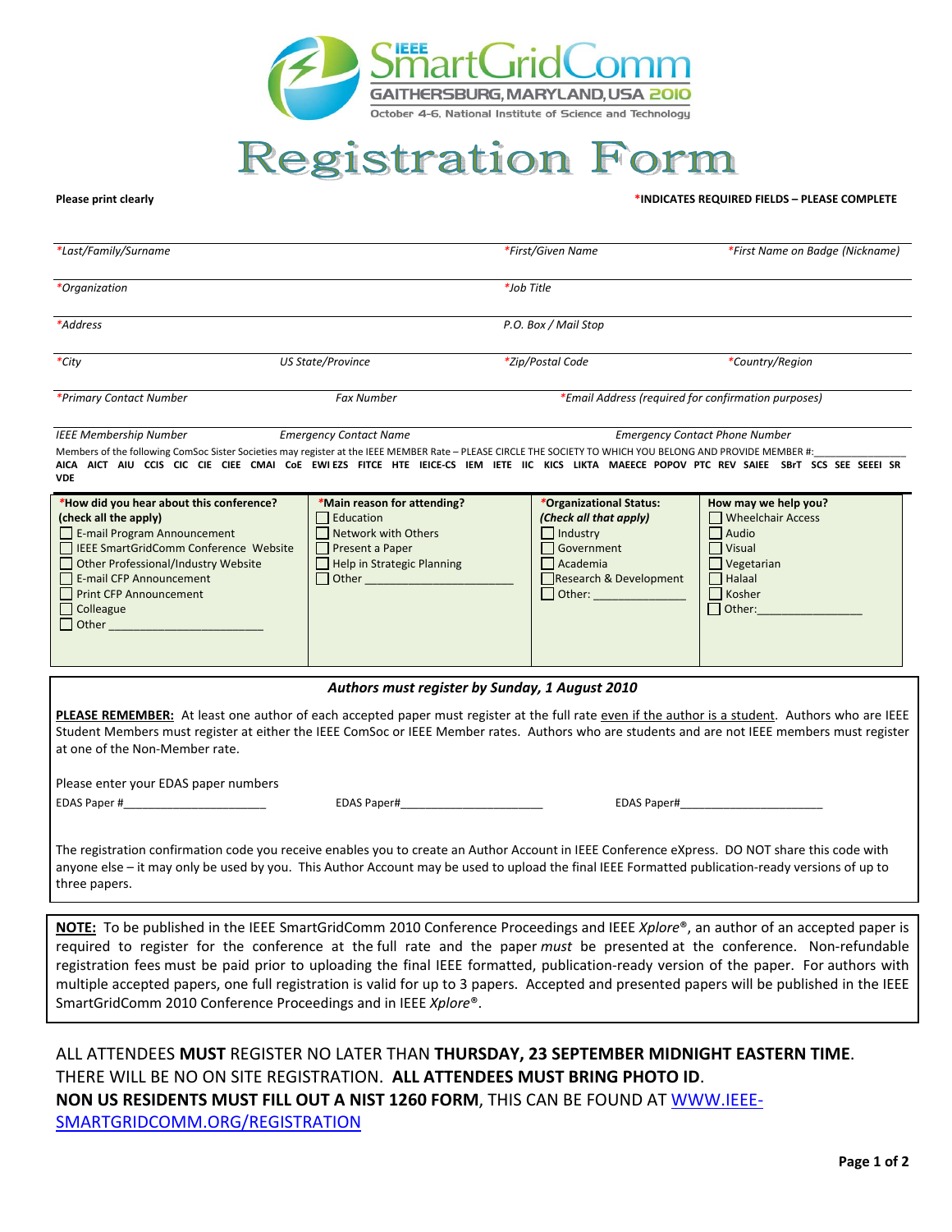IEEE SmartGridComm

GAITHERSBURG, MARYLAND, USA 2010

October 4-6, National Institute of Science and Technology

# Registration Form

**Please print clearly** **\*INDICATES REQUIRED FIELDS – PLEASE COMPLETE**

| *\*Last/Family/Surname* | | *\*First/Given Name* | *\*First Name on Badge (Nickname)* |
|---|---|---|---|
| *\*Organization* | | *\*Job Title* | |
| *\*Address* | | *P.O. Box / Mail Stop* | |
| *\*City* | *US State/Province* | *\*Zip/Postal Code* | *\*Country/Region* |
| *\*Primary Contact Number* | *Fax Number* | *\*Email Address (required for confirmation purposes)* | |
| *IEEE Membership Number* | *Emergency Contact Name* | *Emergency Contact Phone Number* | |

Members of the following ComSoc Sister Societies may register at the IEEE MEMBER Rate – PLEASE CIRCLE THE SOCIETY TO WHICH YOU BELONG AND PROVIDE MEMBER #:_______________

**AICA AICT AIU CCIS CIC CIE CIEE CMAI CoE EWI EZS FITCE HTE IEICE-CS IEM IETE IIC KICS LIKTA MAEECE POPOV PTC REV SAIEE SBrT SCS SEE SEEEI SR VDE**

| **\*How did you hear about this conference? (check all the apply)** | **\*Main reason for attending?** | **\*Organizational Status:** ***(Check all that apply)*** | **How may we help you?** |
|---|---|---|---|
| ☐ E-mail Program Announcement | ☐ Education | ☐ Industry | ☐ Wheelchair Access |
| ☐ IEEE SmartGridComm Conference Website | ☐ Network with Others | ☐ Government | ☐ Audio |
| ☐ Other Professional/Industry Website | ☐ Present a Paper | ☐ Academia | ☐ Visual |
| ☐ E-mail CFP Announcement | ☐ Help in Strategic Planning | ☐ Research & Development | ☐ Vegetarian |
| ☐ Print CFP Announcement | ☐ Other _______________________ | ☐ Other: ______________ | ☐ Halaal |
| ☐ Colleague | | | ☐ Kosher |
| ☐ Other ________________________ | | | ☐ Other:________________ |

***Authors must register by Sunday, 1 August 2010***

**PLEASE REMEMBER:** At least one author of each accepted paper must register at the full rate even if the author is a student. Authors who are IEEE Student Members must register at either the IEEE ComSoc or IEEE Member rates. Authors who are students and are not IEEE members must register at one of the Non-Member rate.

Please enter your EDAS paper numbers

EDAS Paper #______________________ EDAS Paper#______________________ EDAS Paper#______________________

The registration confirmation code you receive enables you to create an Author Account in IEEE Conference eXpress. DO NOT share this code with anyone else – it may only be used by you. This Author Account may be used to upload the final IEEE Formatted publication-ready versions of up to three papers.

**NOTE:** To be published in the IEEE SmartGridComm 2010 Conference Proceedings and IEEE *Xplore*®, an author of an accepted paper is required to register for the conference at the full rate and the paper *must* be presented at the conference. Non-refundable registration fees must be paid prior to uploading the final IEEE formatted, publication-ready version of the paper. For authors with multiple accepted papers, one full registration is valid for up to 3 papers. Accepted and presented papers will be published in the IEEE SmartGridComm 2010 Conference Proceedings and in IEEE *Xplore*®.

ALL ATTENDEES **MUST** REGISTER NO LATER THAN **THURSDAY, 23 SEPTEMBER MIDNIGHT EASTERN TIME**.
THERE WILL BE NO ON SITE REGISTRATION. **ALL ATTENDEES MUST BRING PHOTO ID**.
**NON US RESIDENTS MUST FILL OUT A NIST 1260 FORM**, THIS CAN BE FOUND AT WWW.IEEE-SMARTGRIDCOMM.ORG/REGISTRATION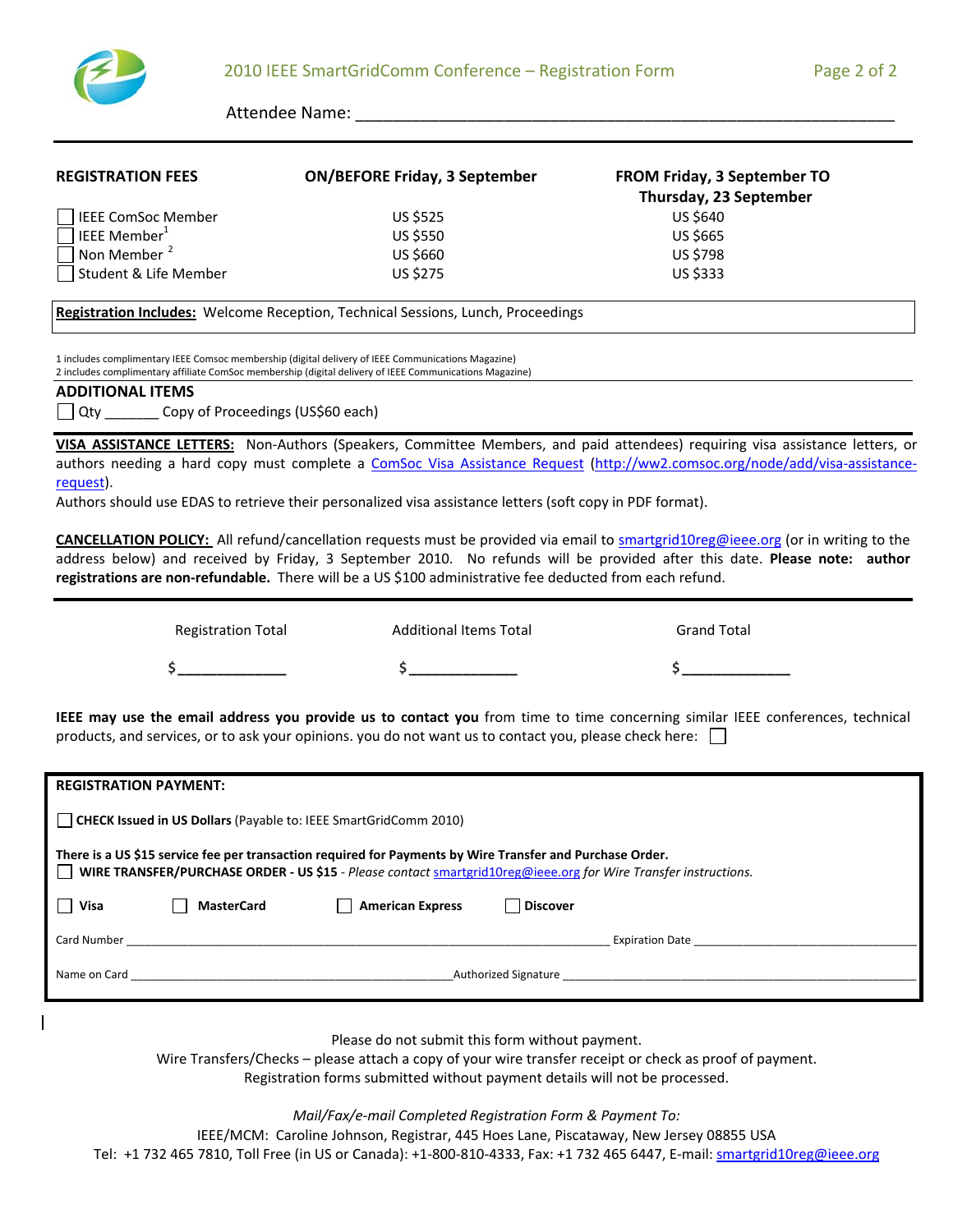Attendee Name: ____________________________________________________________

| REGISTRATION FEES | ON/BEFORE Friday, 3 September | FROM Friday, 3 September TO Thursday, 23 September |
|---|---|---|
| ☐ IEEE ComSoc Member | US $525 | US $640 |
| ☐ IEEE Member[1] | US $550 | US $665 |
| ☐ Non Member [2] | US $660 | US $798 |
| ☐ Student & Life Member | US $275 | US $333 |

**Registration Includes:** Welcome Reception, Technical Sessions, Lunch, Proceedings

1 includes complimentary IEEE Comsoc membership (digital delivery of IEEE Communications Magazine)
2 includes complimentary affiliate ComSoc membership (digital delivery of IEEE Communications Magazine)

**ADDITIONAL ITEMS**

☐ Qty _______ Copy of Proceedings (US$60 each)

**VISA ASSISTANCE LETTERS:** Non-Authors (Speakers, Committee Members, and paid attendees) requiring visa assistance letters, or authors needing a hard copy must complete a ComSoc Visa Assistance Request (http://ww2.comsoc.org/node/add/visa-assistance-request).
Authors should use EDAS to retrieve their personalized visa assistance letters (soft copy in PDF format).

**CANCELLATION POLICY:** All refund/cancellation requests must be provided via email to smartgrid10reg@ieee.org (or in writing to the address below) and received by Friday, 3 September 2010. No refunds will be provided after this date. **Please note: author registrations are non-refundable.** There will be a US $100 administrative fee deducted from each refund.

| Registration Total | Additional Items Total | Grand Total |
|---|---|---|
| $_____________ | $_____________ | $_____________ |

**IEEE may use the email address you provide us to contact you** from time to time concerning similar IEEE conferences, technical products, and services, or to ask your opinions. you do not want us to contact you, please check here: ☐

**REGISTRATION PAYMENT:**

☐ **CHECK Issued in US Dollars** (Payable to: IEEE SmartGridComm 2010)

**There is a US $15 service fee per transaction required for Payments by Wire Transfer and Purchase Order.**
☐ **WIRE TRANSFER/PURCHASE ORDER - US $15** - *Please contact* smartgrid10reg@ieee.org *for Wire Transfer instructions.*

☐ **Visa** ☐ **MasterCard** ☐ **American Express** ☐ **Discover**

Card Number ____________________________________________ Expiration Date ______________________

Name on Card ______________________________ Authorized Signature ______________________________

Please do not submit this form without payment.
Wire Transfers/Checks – please attach a copy of your wire transfer receipt or check as proof of payment.
Registration forms submitted without payment details will not be processed.

*Mail/Fax/e-mail Completed Registration Form & Payment To:*
IEEE/MCM: Caroline Johnson, Registrar, 445 Hoes Lane, Piscataway, New Jersey 08855 USA
Tel: +1 732 465 7810, Toll Free (in US or Canada): +1-800-810-4333, Fax: +1 732 465 6447, E-mail: smartgrid10reg@ieee.org